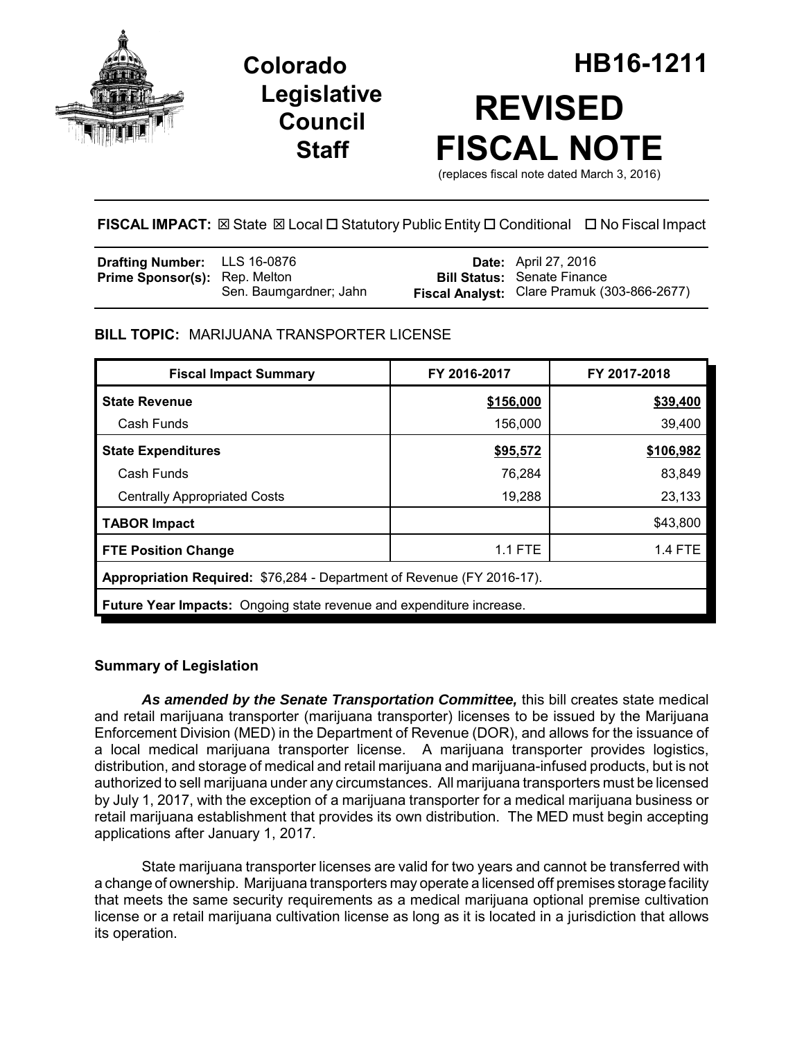# Colorado Legislative Council Staff

# HB16-1211

# REVISED FISCAL NOTE

(replaces fiscal note dated March 3, 2016)

**FISCAL IMPACT:** ☒ State ☒ Local ☐ Statutory Public Entity ☐ Conditional ☐ No Fiscal Impact

| | | | |
|---|---|---|---|
| **Drafting Number:** | LLS 16-0876 | **Date:** | April 27, 2016 |
| **Prime Sponsor(s):** | Rep. Melton<br>Sen. Baumgardner; Jahn | **Bill Status:** | Senate Finance |
| | | **Fiscal Analyst:** | Clare Pramuk (303-866-2677) |

**BILL TOPIC:** MARIJUANA TRANSPORTER LICENSE

| Fiscal Impact Summary | FY 2016-2017 | FY 2017-2018 |
|---|---|---|
| **State Revenue** | **$156,000** | **$39,400** |
| Cash Funds | 156,000 | 39,400 |
| **State Expenditures** | **$95,572** | **$106,982** |
| Cash Funds | 76,284 | 83,849 |
| Centrally Appropriated Costs | 19,288 | 23,133 |
| **TABOR Impact** | | $43,800 |
| **FTE Position Change** | 1.1 FTE | 1.4 FTE |
| **Appropriation Required:** $76,284 - Department of Revenue (FY 2016-17). | | |
| **Future Year Impacts:** Ongoing state revenue and expenditure increase. | | |

### Summary of Legislation

***As amended by the Senate Transportation Committee,*** this bill creates state medical and retail marijuana transporter (marijuana transporter) licenses to be issued by the Marijuana Enforcement Division (MED) in the Department of Revenue (DOR), and allows for the issuance of a local medical marijuana transporter license. A marijuana transporter provides logistics, distribution, and storage of medical and retail marijuana and marijuana-infused products, but is not authorized to sell marijuana under any circumstances. All marijuana transporters must be licensed by July 1, 2017, with the exception of a marijuana transporter for a medical marijuana business or retail marijuana establishment that provides its own distribution. The MED must begin accepting applications after January 1, 2017.

State marijuana transporter licenses are valid for two years and cannot be transferred with a change of ownership. Marijuana transporters may operate a licensed off premises storage facility that meets the same security requirements as a medical marijuana optional premise cultivation license or a retail marijuana cultivation license as long as it is located in a jurisdiction that allows its operation.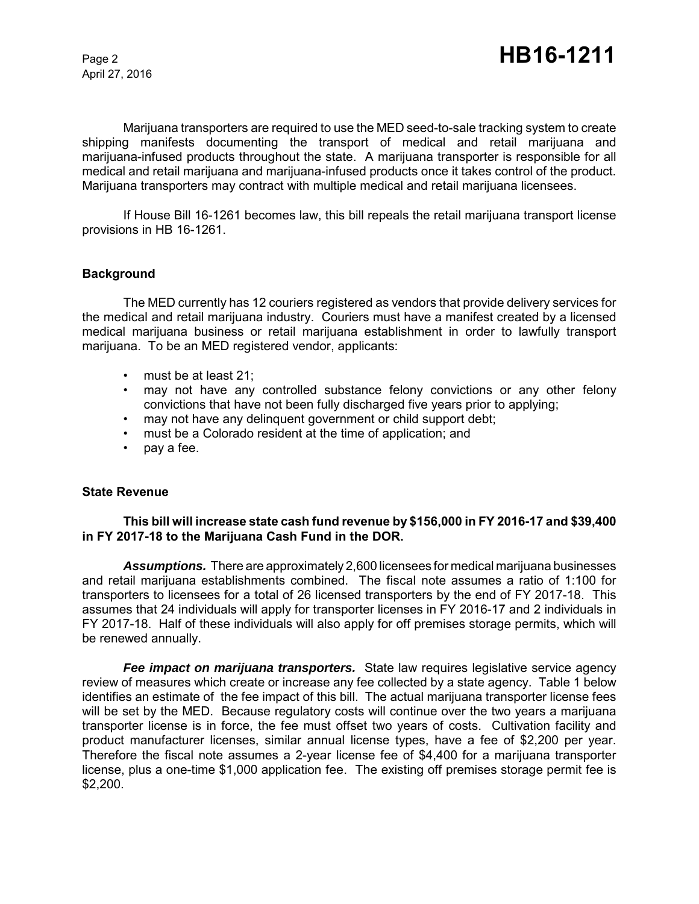Marijuana transporters are required to use the MED seed-to-sale tracking system to create shipping manifests documenting the transport of medical and retail marijuana and marijuana-infused products throughout the state. A marijuana transporter is responsible for all medical and retail marijuana and marijuana-infused products once it takes control of the product. Marijuana transporters may contract with multiple medical and retail marijuana licensees.

If House Bill 16-1261 becomes law, this bill repeals the retail marijuana transport license provisions in HB 16-1261.

## Background

The MED currently has 12 couriers registered as vendors that provide delivery services for the medical and retail marijuana industry. Couriers must have a manifest created by a licensed medical marijuana business or retail marijuana establishment in order to lawfully transport marijuana. To be an MED registered vendor, applicants:

- must be at least 21;
- may not have any controlled substance felony convictions or any other felony convictions that have not been fully discharged five years prior to applying;
- may not have any delinquent government or child support debt;
- must be a Colorado resident at the time of application; and
- pay a fee.

## State Revenue

**This bill will increase state cash fund revenue by $156,000 in FY 2016-17 and $39,400 in FY 2017-18 to the Marijuana Cash Fund in the DOR.**

***Assumptions.*** There are approximately 2,600 licensees for medical marijuana businesses and retail marijuana establishments combined. The fiscal note assumes a ratio of 1:100 for transporters to licensees for a total of 26 licensed transporters by the end of FY 2017-18. This assumes that 24 individuals will apply for transporter licenses in FY 2016-17 and 2 individuals in FY 2017-18. Half of these individuals will also apply for off premises storage permits, which will be renewed annually.

***Fee impact on marijuana transporters.*** State law requires legislative service agency review of measures which create or increase any fee collected by a state agency. Table 1 below identifies an estimate of the fee impact of this bill. The actual marijuana transporter license fees will be set by the MED. Because regulatory costs will continue over the two years a marijuana transporter license is in force, the fee must offset two years of costs. Cultivation facility and product manufacturer licenses, similar annual license types, have a fee of $2,200 per year. Therefore the fiscal note assumes a 2-year license fee of $4,400 for a marijuana transporter license, plus a one-time $1,000 application fee. The existing off premises storage permit fee is $2,200.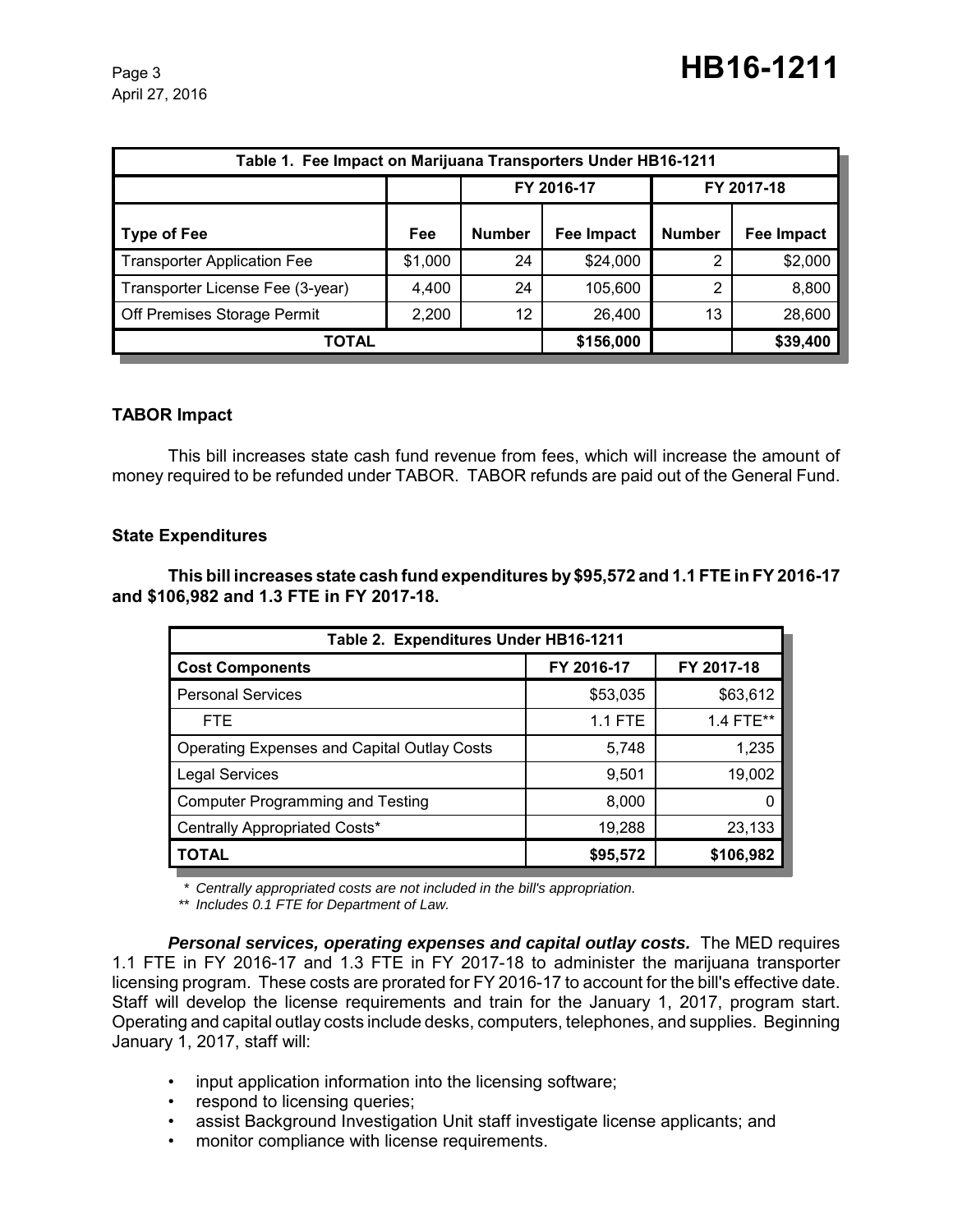| Table 1. Fee Impact on Marijuana Transporters Under HB16-1211 | | | | | |
|---|---|---|---|---|---|
| | | FY 2016-17 | | FY 2017-18 | |
| **Type of Fee** | **Fee** | **Number** | **Fee Impact** | **Number** | **Fee Impact** |
| Transporter Application Fee | $1,000 | 24 | $24,000 | 2 | $2,000 |
| Transporter License Fee (3-year) | 4,400 | 24 | 105,600 | 2 | 8,800 |
| Off Premises Storage Permit | 2,200 | 12 | 26,400 | 13 | 28,600 |
| **TOTAL** | | | **$156,000** | | **$39,400** |

### TABOR Impact

This bill increases state cash fund revenue from fees, which will increase the amount of money required to be refunded under TABOR. TABOR refunds are paid out of the General Fund.

### State Expenditures

**This bill increases state cash fund expenditures by $95,572 and 1.1 FTE in FY 2016-17 and $106,982 and 1.3 FTE in FY 2017-18.**

| Table 2. Expenditures Under HB16-1211 | | |
|---|---|---|
| **Cost Components** | **FY 2016-17** | **FY 2017-18** |
| Personal Services | $53,035 | $63,612 |
| FTE | 1.1 FTE | 1.4 FTE** |
| Operating Expenses and Capital Outlay Costs | 5,748 | 1,235 |
| Legal Services | 9,501 | 19,002 |
| Computer Programming and Testing | 8,000 | 0 |
| Centrally Appropriated Costs* | 19,288 | 23,133 |
| **TOTAL** | **$95,572** | **$106,982** |

*\* Centrally appropriated costs are not included in the bill's appropriation.*
*\*\* Includes 0.1 FTE for Department of Law.*

***Personal services, operating expenses and capital outlay costs.*** The MED requires 1.1 FTE in FY 2016-17 and 1.3 FTE in FY 2017-18 to administer the marijuana transporter licensing program. These costs are prorated for FY 2016-17 to account for the bill's effective date. Staff will develop the license requirements and train for the January 1, 2017, program start. Operating and capital outlay costs include desks, computers, telephones, and supplies. Beginning January 1, 2017, staff will:

- input application information into the licensing software;
- respond to licensing queries;
- assist Background Investigation Unit staff investigate license applicants; and
- monitor compliance with license requirements.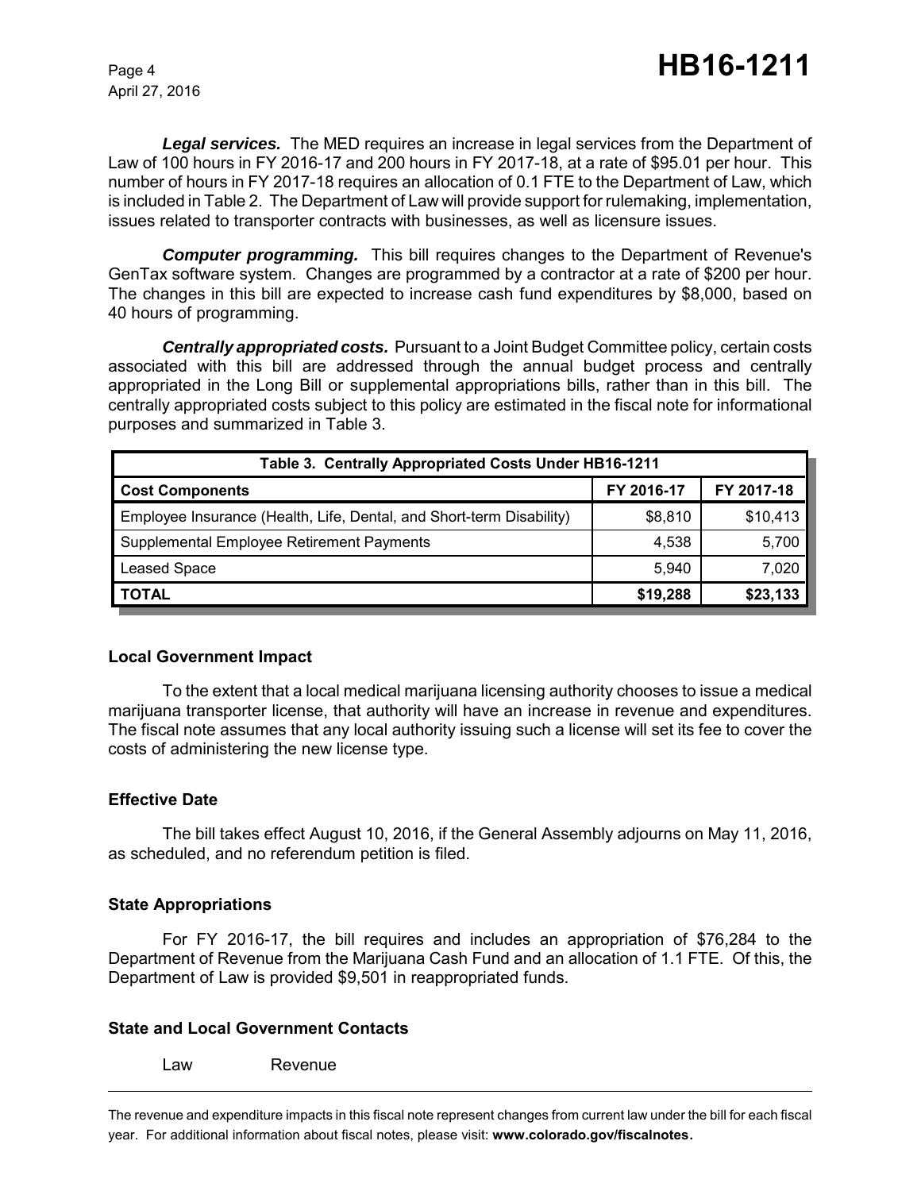***Legal services.*** The MED requires an increase in legal services from the Department of Law of 100 hours in FY 2016-17 and 200 hours in FY 2017-18, at a rate of $95.01 per hour. This number of hours in FY 2017-18 requires an allocation of 0.1 FTE to the Department of Law, which is included in Table 2. The Department of Law will provide support for rulemaking, implementation, issues related to transporter contracts with businesses, as well as licensure issues.

***Computer programming.*** This bill requires changes to the Department of Revenue's GenTax software system. Changes are programmed by a contractor at a rate of $200 per hour. The changes in this bill are expected to increase cash fund expenditures by $8,000, based on 40 hours of programming.

***Centrally appropriated costs.*** Pursuant to a Joint Budget Committee policy, certain costs associated with this bill are addressed through the annual budget process and centrally appropriated in the Long Bill or supplemental appropriations bills, rather than in this bill. The centrally appropriated costs subject to this policy are estimated in the fiscal note for informational purposes and summarized in Table 3.

| Table 3. Centrally Appropriated Costs Under HB16-1211 | | |
|---|---|---|
| **Cost Components** | **FY 2016-17** | **FY 2017-18** |
| Employee Insurance (Health, Life, Dental, and Short-term Disability) | $8,810 | $10,413 |
| Supplemental Employee Retirement Payments | 4,538 | 5,700 |
| Leased Space | 5,940 | 7,020 |
| **TOTAL** | **$19,288** | **$23,133** |

### Local Government Impact

To the extent that a local medical marijuana licensing authority chooses to issue a medical marijuana transporter license, that authority will have an increase in revenue and expenditures. The fiscal note assumes that any local authority issuing such a license will set its fee to cover the costs of administering the new license type.

### Effective Date

The bill takes effect August 10, 2016, if the General Assembly adjourns on May 11, 2016, as scheduled, and no referendum petition is filed.

### State Appropriations

For FY 2016-17, the bill requires and includes an appropriation of $76,284 to the Department of Revenue from the Marijuana Cash Fund and an allocation of 1.1 FTE. Of this, the Department of Law is provided $9,501 in reappropriated funds.

### State and Local Government Contacts

Law    Revenue

---

The revenue and expenditure impacts in this fiscal note represent changes from current law under the bill for each fiscal year. For additional information about fiscal notes, please visit: **www.colorado.gov/fiscalnotes.**